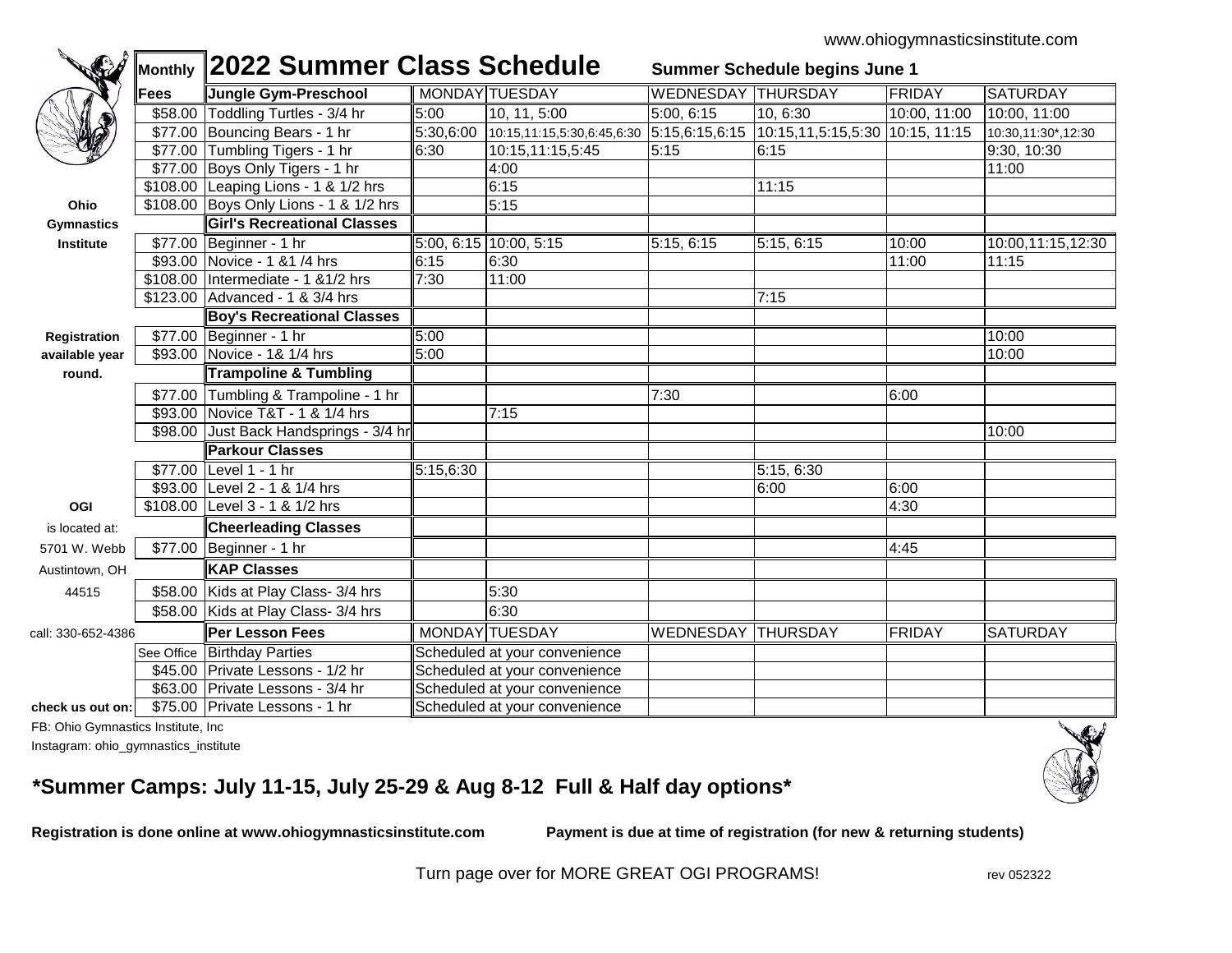www.ohiogymnasticsinstitute.com

# 2022 Summer Class Schedule

**Summer Schedule begins June 1**

| Monthly Fees | Jungle Gym-Preschool | MONDAY | TUESDAY | WEDNESDAY | THURSDAY | FRIDAY | SATURDAY |
|---|---|---|---|---|---|---|---|
| $58.00 | Toddling Turtles - 3/4 hr | 5:00 | 10, 11, 5:00 | 5:00, 6:15 | 10, 6:30 | 10:00, 11:00 | 10:00, 11:00 |
| $77.00 | Bouncing Bears - 1 hr | 5:30,6:00 | 10:15,11:15,5:30,6:45,6:30 | 5:15,6:15,6:15 | 10:15,11,5:15,5:30 | 10:15, 11:15 | 10:30,11:30*,12:30 |
| $77.00 | Tumbling Tigers - 1 hr | 6:30 | 10:15,11:15,5:45 | 5:15 | 6:15 | | 9:30, 10:30 |
| $77.00 | Boys Only Tigers - 1 hr | | 4:00 | | | | 11:00 |
| $108.00 | Leaping Lions - 1 & 1/2 hrs | | 6:15 | | 11:15 | | |
| $108.00 | Boys Only Lions - 1 & 1/2 hrs | | 5:15 | | | | |
| | **Girl's Recreational Classes** | | | | | | |
| $77.00 | Beginner - 1 hr | 5:00, 6:15 | 10:00, 5:15 | 5:15, 6:15 | 5:15, 6:15 | 10:00 | 10:00,11:15,12:30 |
| $93.00 | Novice - 1 &1 /4 hrs | 6:15 | 6:30 | | | 11:00 | 11:15 |
| $108.00 | Intermediate - 1 &1/2 hrs | 7:30 | 11:00 | | | | |
| $123.00 | Advanced - 1 & 3/4 hrs | | | | 7:15 | | |
| | **Boy's Recreational Classes** | | | | | | |
| $77.00 | Beginner - 1 hr | 5:00 | | | | | 10:00 |
| $93.00 | Novice - 1& 1/4 hrs | 5:00 | | | | | 10:00 |
| | **Trampoline & Tumbling** | | | | | | |
| $77.00 | Tumbling & Trampoline - 1 hr | | | 7:30 | | 6:00 | |
| $93.00 | Novice T&T - 1 & 1/4 hrs | | 7:15 | | | | |
| $98.00 | Just Back Handsprings - 3/4 hr | | | | | | 10:00 |
| | **Parkour Classes** | | | | | | |
| $77.00 | Level 1 - 1 hr | 5:15,6:30 | | | 5:15, 6:30 | | |
| $93.00 | Level 2 - 1 & 1/4 hrs | | | | 6:00 | 6:00 | |
| $108.00 | Level 3 - 1 & 1/2 hrs | | | | | 4:30 | |
| | **Cheerleading Classes** | | | | | | |
| $77.00 | Beginner - 1 hr | | | | | 4:45 | |
| | **KAP Classes** | | | | | | |
| $58.00 | Kids at Play Class- 3/4 hrs | | 5:30 | | | | |
| $58.00 | Kids at Play Class- 3/4 hrs | | 6:30 | | | | |
| | **Per Lesson Fees** | MONDAY | TUESDAY | WEDNESDAY | THURSDAY | FRIDAY | SATURDAY |
| See Office | Birthday Parties | Scheduled at your convenience | | | | | |
| $45.00 | Private Lessons - 1/2 hr | Scheduled at your convenience | | | | | |
| $63.00 | Private Lessons - 3/4 hr | Scheduled at your convenience | | | | | |
| $75.00 | Private Lessons - 1 hr | Scheduled at your convenience | | | | | |

**Ohio Gymnastics Institute**

**Registration available year round.**

**OGI** is located at:
5701 W. Webb
Austintown, OH
44515

call: 330-652-4386

**check us out on:**
FB: Ohio Gymnastics Institute, Inc
Instagram: ohio_gymnastics_institute

## *Summer Camps: July 11-15, July 25-29 & Aug 8-12 Full & Half day options*

**Registration is done online at www.ohiogymnasticsinstitute.com** **Payment is due at time of registration (for new & returning students)**

Turn page over for MORE GREAT OGI PROGRAMS!

rev 052322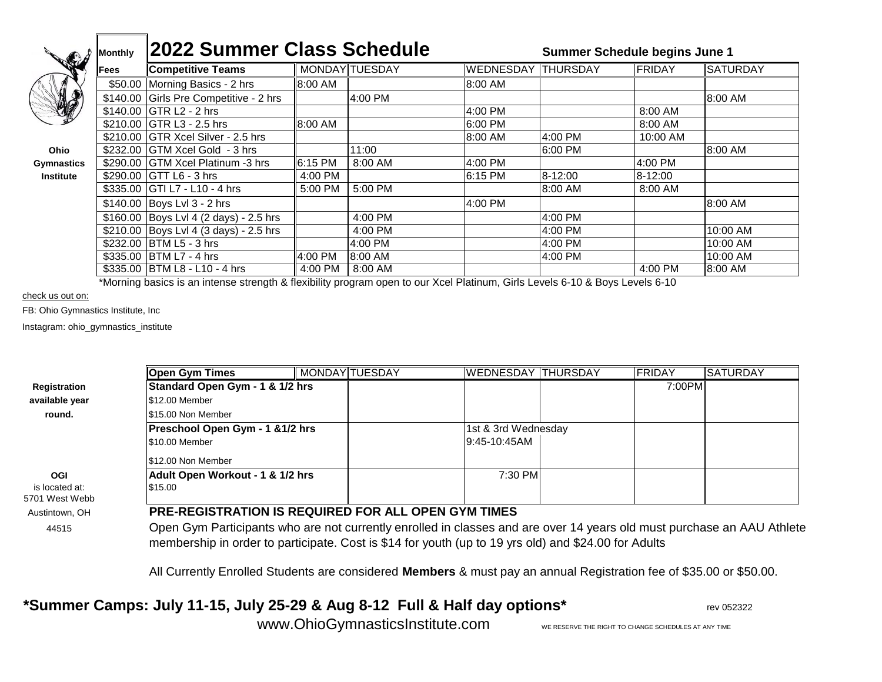# 2022 Summer Class Schedule

**Summer Schedule begins June 1**

| Monthly Fees | Competitive Teams | MONDAY | TUESDAY | WEDNESDAY | THURSDAY | FRIDAY | SATURDAY |
|---|---|---|---|---|---|---|---|
| $50.00 | Morning Basics - 2 hrs | 8:00 AM | | 8:00 AM | | | |
| $140.00 | Girls Pre Competitive - 2 hrs | | 4:00 PM | | | | 8:00 AM |
| $140.00 | GTR L2 - 2 hrs | | | 4:00 PM | | 8:00 AM | |
| $210.00 | GTR L3 - 2.5 hrs | 8:00 AM | | 6:00 PM | | 8:00 AM | |
| $210.00 | GTR Xcel Silver - 2.5 hrs | | | 8:00 AM | 4:00 PM | 10:00 AM | |
| $232.00 | GTM Xcel Gold - 3 hrs | | 11:00 | | 6:00 PM | | 8:00 AM |
| $290.00 | GTM Xcel Platinum -3 hrs | 6:15 PM | 8:00 AM | 4:00 PM | | 4:00 PM | |
| $290.00 | GTT L6 - 3 hrs | 4:00 PM | | 6:15 PM | 8-12:00 | 8-12:00 | |
| $335.00 | GTI L7 - L10 - 4 hrs | 5:00 PM | 5:00 PM | | 8:00 AM | 8:00 AM | |
| $140.00 | Boys Lvl 3 - 2 hrs | | | 4:00 PM | | | 8:00 AM |
| $160.00 | Boys Lvl 4 (2 days) - 2.5 hrs | | 4:00 PM | | 4:00 PM | | |
| $210.00 | Boys Lvl 4 (3 days) - 2.5 hrs | | 4:00 PM | | 4:00 PM | | 10:00 AM |
| $232.00 | BTM L5 - 3 hrs | | 4:00 PM | | 4:00 PM | | 10:00 AM |
| $335.00 | BTM L7 - 4 hrs | 4:00 PM | 8:00 AM | | 4:00 PM | | 10:00 AM |
| $335.00 | BTM L8 - L10 - 4 hrs | 4:00 PM | 8:00 AM | | | 4:00 PM | 8:00 AM |

*Morning basics is an intense strength & flexibility program open to our Xcel Platinum, Girls Levels 6-10 & Boys Levels 6-10

**Ohio Gymnastics Institute**

check us out on:

FB: Ohio Gymnastics Institute, Inc

Instagram: ohio_gymnastics_institute

**Registration available year round.**

| Open Gym Times | MONDAY | TUESDAY | WEDNESDAY | THURSDAY | FRIDAY | SATURDAY |
|---|---|---|---|---|---|---|
| **Standard Open Gym - 1 & 1/2 hrs** | | | | | 7:00PM | |
| $12.00 Member | | | | | | |
| $15.00 Non Member | | | | | | |
| **Preschool Open Gym - 1 &1/2 hrs** | | | 1st & 3rd Wednesday | | | |
| $10.00 Member | | | 9:45-10:45AM | | | |
| $12.00 Non Member | | | | | | |
| **Adult Open Workout - 1 & 1/2 hrs** | | | 7:30 PM | | | |
| $15.00 | | | | | | |

**OGI** is located at: 5701 West Webb Austintown, OH 44515

**PRE-REGISTRATION IS REQUIRED FOR ALL OPEN GYM TIMES**

Open Gym Participants who are not currently enrolled in classes and are over 14 years old must purchase an AAU Athlete membership in order to participate. Cost is $14 for youth (up to 19 yrs old) and $24.00 for Adults

All Currently Enrolled Students are considered **Members** & must pay an annual Registration fee of $35.00 or $50.00.

**\*Summer Camps: July 11-15, July 25-29 & Aug 8-12 Full & Half day options\***

rev 052322

www.OhioGymnasticsInstitute.com

WE RESERVE THE RIGHT TO CHANGE SCHEDULES AT ANY TIME